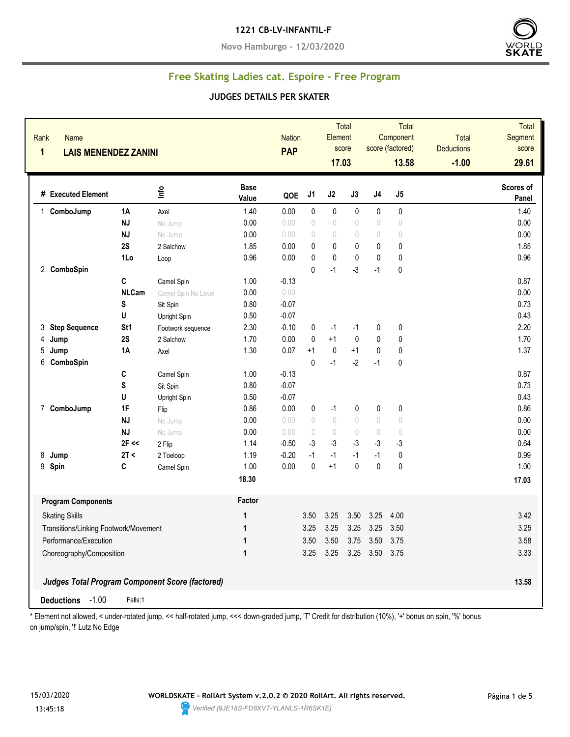# 1221 CB-LV-INFANTIL-F

Novo Hamburgo - 12/03/2020

## Free Skating Ladies cat. Espoire - Free Program

### JUDGES DETAILS PER SKATER

| Rank | Name | Nation | Total Element score | Total Component score (factored) | Total Deductions | Total Segment score |
|---|---|---|---|---|---|---|
| 1 | LAIS MENENDEZ ZANINI | PAP | 17.03 | 13.58 | -1.00 | 29.61 |

| # | Executed Element | | Info | Base Value | QOE | J1 | J2 | J3 | J4 | J5 | Scores of Panel |
|---|---|---|---|---|---|---|---|---|---|---|---|
| 1 | ComboJump | 1A | Axel | 1.40 | 0.00 | 0 | 0 | 0 | 0 | 0 | 1.40 |
| | | NJ | No Jump | 0.00 | 0.00 | 0 | 0 | 0 | 0 | 0 | 0.00 |
| | | NJ | No Jump | 0.00 | 0.00 | 0 | 0 | 0 | 0 | 0 | 0.00 |
| | | 2S | 2 Salchow | 1.85 | 0.00 | 0 | 0 | 0 | 0 | 0 | 1.85 |
| | | 1Lo | Loop | 0.96 | 0.00 | 0 | 0 | 0 | 0 | 0 | 0.96 |
| 2 | ComboSpin | | | | | 0 | -1 | -3 | -1 | 0 | |
| | | C | Camel Spin | 1.00 | -0.13 | | | | | | 0.87 |
| | | NLCam | Camel Spin No Level | 0.00 | 0.00 | | | | | | 0.00 |
| | | S | Sit Spin | 0.80 | -0.07 | | | | | | 0.73 |
| | | U | Upright Spin | 0.50 | -0.07 | | | | | | 0.43 |
| 3 | Step Sequence | St1 | Footwork sequence | 2.30 | -0.10 | 0 | -1 | -1 | 0 | 0 | 2.20 |
| 4 | Jump | 2S | 2 Salchow | 1.70 | 0.00 | 0 | +1 | 0 | 0 | 0 | 1.70 |
| 5 | Jump | 1A | Axel | 1.30 | 0.07 | +1 | 0 | +1 | 0 | 0 | 1.37 |
| 6 | ComboSpin | | | | | 0 | -1 | -2 | -1 | 0 | |
| | | C | Camel Spin | 1.00 | -0.13 | | | | | | 0.87 |
| | | S | Sit Spin | 0.80 | -0.07 | | | | | | 0.73 |
| | | U | Upright Spin | 0.50 | -0.07 | | | | | | 0.43 |
| 7 | ComboJump | 1F | Flip | 0.86 | 0.00 | 0 | -1 | 0 | 0 | 0 | 0.86 |
| | | NJ | No Jump | 0.00 | 0.00 | 0 | 0 | 0 | 0 | 0 | 0.00 |
| | | NJ | No Jump | 0.00 | 0.00 | 0 | 0 | 0 | 0 | 0 | 0.00 |
| | | 2F << | 2 Flip | 1.14 | -0.50 | -3 | -3 | -3 | -3 | -3 | 0.64 |
| 8 | Jump | 2T < | 2 Toeloop | 1.19 | -0.20 | -1 | -1 | -1 | -1 | 0 | 0.99 |
| 9 | Spin | C | Camel Spin | 1.00 | 0.00 | 0 | +1 | 0 | 0 | 0 | 1.00 |
| | | | | 18.30 | | | | | | | 17.03 |

| Program Components | Factor | J1 | J2 | J3 | J4 | J5 | |
|---|---|---|---|---|---|---|---|
| Skating Skills | 1 | 3.50 | 3.25 | 3.50 | 3.25 | 4.00 | 3.42 |
| Transitions/Linking Footwork/Movement | 1 | 3.25 | 3.25 | 3.25 | 3.25 | 3.50 | 3.25 |
| Performance/Execution | 1 | 3.50 | 3.50 | 3.75 | 3.50 | 3.75 | 3.58 |
| Choreography/Composition | 1 | 3.25 | 3.25 | 3.25 | 3.50 | 3.75 | 3.33 |

***Judges Total Program Component Score (factored)*** **13.58**

**Deductions** -1.00 Falls:1

\* Element not allowed, < under-rotated jump, << half-rotated jump, <<< down-graded jump, 'T' Credit for distribution (10%), '+' bonus on spin, '%' bonus on jump/spin, '!' Lutz No Edge

15/03/2020 13:45:18

**WORLDSKATE - RollArt System v.2.0.2 © 2020 RollArt. All rights reserved.**

*Verified [9JE18S-FD8XVT-YLANLS-1R6SK1E]*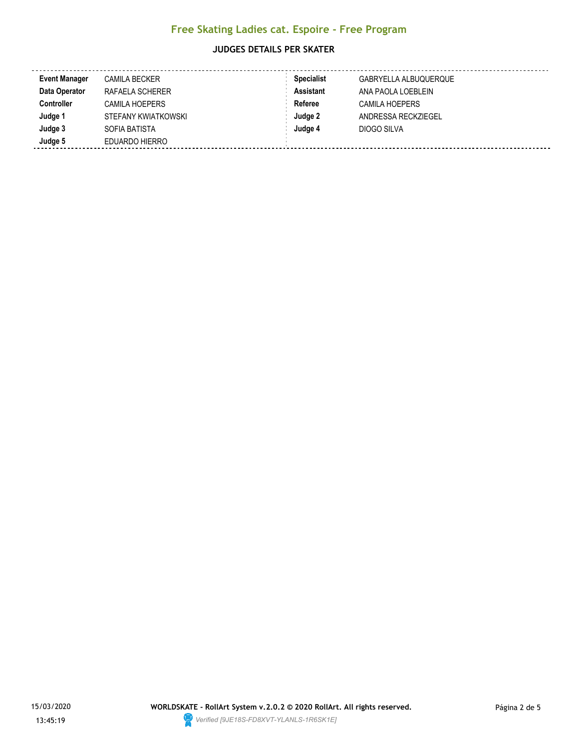## Free Skating Ladies cat. Espoire - Free Program

### JUDGES DETAILS PER SKATER

| | | | |
|---|---|---|---|
| **Event Manager** | CAMILA BECKER | **Specialist** | GABRYELLA ALBUQUERQUE |
| **Data Operator** | RAFAELA SCHERER | **Assistant** | ANA PAOLA LOEBLEIN |
| **Controller** | CAMILA HOEPERS | **Referee** | CAMILA HOEPERS |
| **Judge 1** | STEFANY KWIATKOWSKI | **Judge 2** | ANDRESSA RECKZIEGEL |
| **Judge 3** | SOFIA BATISTA | **Judge 4** | DIOGO SILVA |
| **Judge 5** | EDUARDO HIERRO | | |

15/03/2020
13:45:19

**WORLDSKATE - RollArt System v.2.0.2 © 2020 RollArt. All rights reserved.**

*Verified [9JE18S-FD8XVT-YLANLS-1R6SK1E]*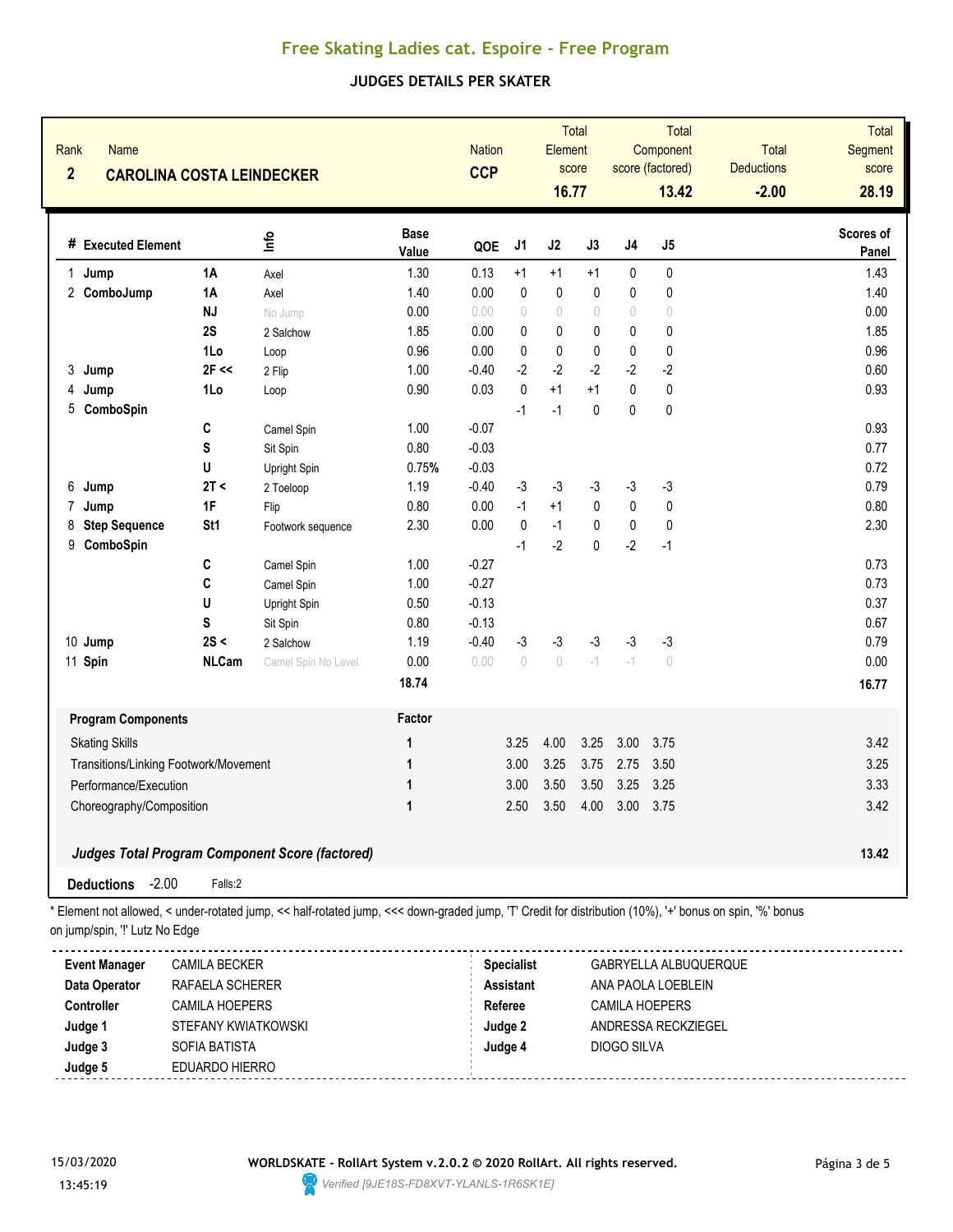## Free Skating Ladies cat. Espoire - Free Program

### JUDGES DETAILS PER SKATER

| Rank | Name | Nation | Total Element score | Total Component score (factored) | Total Deductions | Total Segment score |
|---|---|---|---|---|---|---|
| 2 | CAROLINA COSTA LEINDECKER | CCP | 16.77 | 13.42 | -2.00 | 28.19 |

| # | Executed Element | | Info | Base Value | QOE | J1 | J2 | J3 | J4 | J5 | Scores of Panel |
|---|---|---|---|---|---|---|---|---|---|---|---|
| 1 | Jump | 1A | Axel | 1.30 | 0.13 | +1 | +1 | +1 | 0 | 0 | 1.43 |
| 2 | ComboJump | 1A | Axel | 1.40 | 0.00 | 0 | 0 | 0 | 0 | 0 | 1.40 |
| | | NJ | No Jump | 0.00 | 0.00 | 0 | 0 | 0 | 0 | 0 | 0.00 |
| | | 2S | 2 Salchow | 1.85 | 0.00 | 0 | 0 | 0 | 0 | 0 | 1.85 |
| | | 1Lo | Loop | 0.96 | 0.00 | 0 | 0 | 0 | 0 | 0 | 0.96 |
| 3 | Jump | 2F << | 2 Flip | 1.00 | -0.40 | -2 | -2 | -2 | -2 | -2 | 0.60 |
| 4 | Jump | 1Lo | Loop | 0.90 | 0.03 | 0 | +1 | +1 | 0 | 0 | 0.93 |
| 5 | ComboSpin | | | | | -1 | -1 | 0 | 0 | 0 | |
| | | C | Camel Spin | 1.00 | -0.07 | | | | | | 0.93 |
| | | S | Sit Spin | 0.80 | -0.03 | | | | | | 0.77 |
| | | U | Upright Spin | 0.75% | -0.03 | | | | | | 0.72 |
| 6 | Jump | 2T < | 2 Toeloop | 1.19 | -0.40 | -3 | -3 | -3 | -3 | -3 | 0.79 |
| 7 | Jump | 1F | Flip | 0.80 | 0.00 | -1 | +1 | 0 | 0 | 0 | 0.80 |
| 8 | Step Sequence | St1 | Footwork sequence | 2.30 | 0.00 | 0 | -1 | 0 | 0 | 0 | 2.30 |
| 9 | ComboSpin | | | | | -1 | -2 | 0 | -2 | -1 | |
| | | C | Camel Spin | 1.00 | -0.27 | | | | | | 0.73 |
| | | C | Camel Spin | 1.00 | -0.27 | | | | | | 0.73 |
| | | U | Upright Spin | 0.50 | -0.13 | | | | | | 0.37 |
| | | S | Sit Spin | 0.80 | -0.13 | | | | | | 0.67 |
| 10 | Jump | 2S < | 2 Salchow | 1.19 | -0.40 | -3 | -3 | -3 | -3 | -3 | 0.79 |
| 11 | Spin | NLCam | Camel Spin No Level | 0.00 | 0.00 | 0 | 0 | -1 | -1 | 0 | 0.00 |
| | | | | 18.74 | | | | | | | 16.77 |

| Program Components | Factor | J1 | J2 | J3 | J4 | J5 | Scores of Panel |
|---|---|---|---|---|---|---|---|
| Skating Skills | 1 | 3.25 | 4.00 | 3.25 | 3.00 | 3.75 | 3.42 |
| Transitions/Linking Footwork/Movement | 1 | 3.00 | 3.25 | 3.75 | 2.75 | 3.50 | 3.25 |
| Performance/Execution | 1 | 3.00 | 3.50 | 3.50 | 3.25 | 3.25 | 3.33 |
| Choreography/Composition | 1 | 2.50 | 3.50 | 4.00 | 3.00 | 3.75 | 3.42 |

***Judges Total Program Component Score (factored)*** **13.42**

**Deductions** -2.00 Falls:2

\* Element not allowed, < under-rotated jump, << half-rotated jump, <<< down-graded jump, 'T' Credit for distribution (10%), '+' bonus on spin, '%' bonus on jump/spin, '!' Lutz No Edge

| | | | |
|---|---|---|---|
| **Event Manager** | CAMILA BECKER | **Specialist** | GABRYELLA ALBUQUERQUE |
| **Data Operator** | RAFAELA SCHERER | **Assistant** | ANA PAOLA LOEBLEIN |
| **Controller** | CAMILA HOEPERS | **Referee** | CAMILA HOEPERS |
| **Judge 1** | STEFANY KWIATKOWSKI | **Judge 2** | ANDRESSA RECKZIEGEL |
| **Judge 3** | SOFIA BATISTA | **Judge 4** | DIOGO SILVA |
| **Judge 5** | EDUARDO HIERRO | | |

15/03/2020 13:45:19

**WORLDSKATE - RollArt System v.2.0.2 © 2020 RollArt. All rights reserved.**

Verified [9JE18S-FD8XVT-YLANLS-1R6SK1E]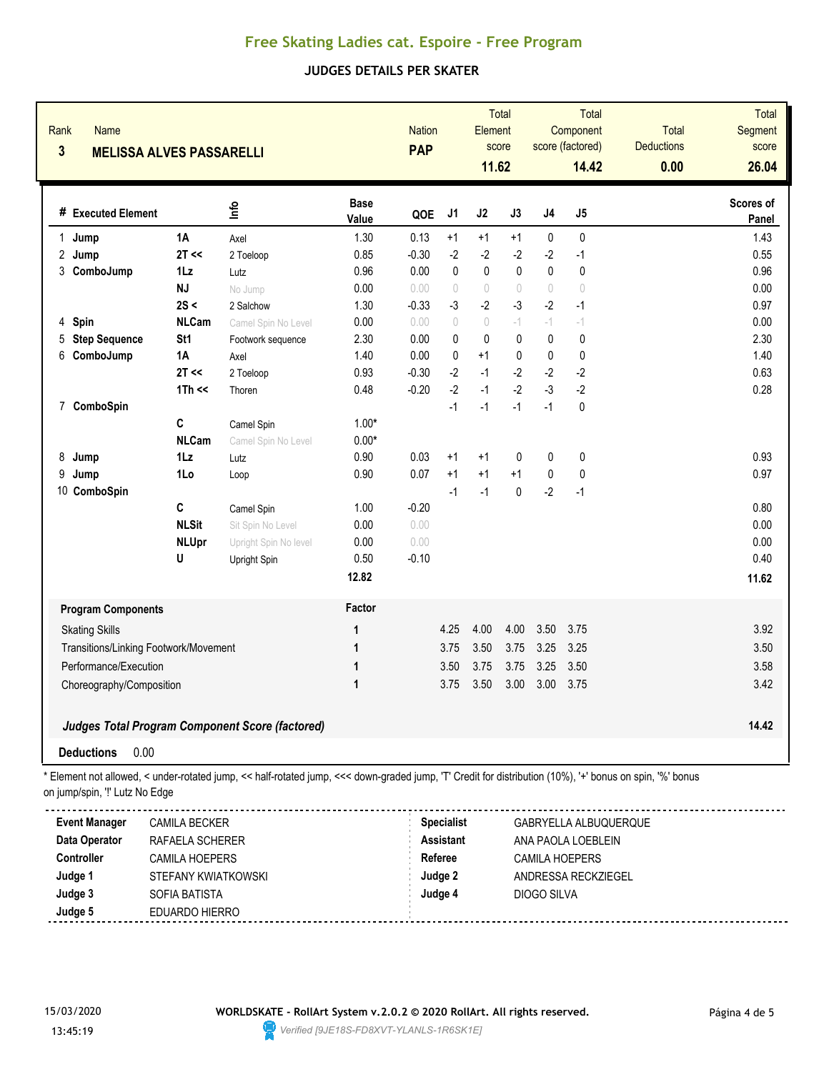# Free Skating Ladies cat. Espoire - Free Program

## JUDGES DETAILS PER SKATER

| Rank | Name | Nation | Total Element score | Total Component score (factored) | Total Deductions | Total Segment score |
|---|---|---|---|---|---|---|
| 3 | MELISSA ALVES PASSARELLI | PAP | 11.62 | 14.42 | 0.00 | 26.04 |

| # | Executed Element | | Info | Base Value | QOE | J1 | J2 | J3 | J4 | J5 | Scores of Panel |
|---|---|---|---|---|---|---|---|---|---|---|---|
| 1 | Jump | 1A | Axel | 1.30 | 0.13 | +1 | +1 | +1 | 0 | 0 | 1.43 |
| 2 | Jump | 2T << | 2 Toeloop | 0.85 | -0.30 | -2 | -2 | -2 | -2 | -1 | 0.55 |
| 3 | ComboJump | 1Lz | Lutz | 0.96 | 0.00 | 0 | 0 | 0 | 0 | 0 | 0.96 |
| | | NJ | No Jump | 0.00 | 0.00 | 0 | 0 | 0 | 0 | 0 | 0.00 |
| | | 2S < | 2 Salchow | 1.30 | -0.33 | -3 | -2 | -3 | -2 | -1 | 0.97 |
| 4 | Spin | NLCam | Camel Spin No Level | 0.00 | 0.00 | 0 | 0 | -1 | -1 | -1 | 0.00 |
| 5 | Step Sequence | St1 | Footwork sequence | 2.30 | 0.00 | 0 | 0 | 0 | 0 | 0 | 2.30 |
| 6 | ComboJump | 1A | Axel | 1.40 | 0.00 | 0 | +1 | 0 | 0 | 0 | 1.40 |
| | | 2T << | 2 Toeloop | 0.93 | -0.30 | -2 | -1 | -2 | -2 | -2 | 0.63 |
| | | 1Th << | Thoren | 0.48 | -0.20 | -2 | -1 | -2 | -3 | -2 | 0.28 |
| 7 | ComboSpin | | | | | -1 | -1 | -1 | -1 | 0 | |
| | | C | Camel Spin | 1.00* | | | | | | | |
| | | NLCam | Camel Spin No Level | 0.00* | | | | | | | |
| 8 | Jump | 1Lz | Lutz | 0.90 | 0.03 | +1 | +1 | 0 | 0 | 0 | 0.93 |
| 9 | Jump | 1Lo | Loop | 0.90 | 0.07 | +1 | +1 | +1 | 0 | 0 | 0.97 |
| 10 | ComboSpin | | | | | -1 | -1 | 0 | -2 | -1 | |
| | | C | Camel Spin | 1.00 | -0.20 | | | | | | 0.80 |
| | | NLSit | Sit Spin No Level | 0.00 | 0.00 | | | | | | 0.00 |
| | | NLUpr | Upright Spin No level | 0.00 | 0.00 | | | | | | 0.00 |
| | | U | Upright Spin | 0.50 | -0.10 | | | | | | 0.40 |
| | | | | 12.82 | | | | | | | 11.62 |

| Program Components | Factor | J1 | J2 | J3 | J4 | J5 | |
|---|---|---|---|---|---|---|---|
| Skating Skills | 1 | 4.25 | 4.00 | 4.00 | 3.50 | 3.75 | 3.92 |
| Transitions/Linking Footwork/Movement | 1 | 3.75 | 3.50 | 3.75 | 3.25 | 3.25 | 3.50 |
| Performance/Execution | 1 | 3.50 | 3.75 | 3.75 | 3.25 | 3.50 | 3.58 |
| Choreography/Composition | 1 | 3.75 | 3.50 | 3.00 | 3.00 | 3.75 | 3.42 |

***Judges Total Program Component Score (factored)*** **14.42**

**Deductions** 0.00

* Element not allowed, < under-rotated jump, << half-rotated jump, <<< down-graded jump, 'T' Credit for distribution (10%), '+' bonus on spin, '%' bonus on jump/spin, '!' Lutz No Edge

| | | | |
|---|---|---|---|
| **Event Manager** | CAMILA BECKER | **Specialist** | GABRYELLA ALBUQUERQUE |
| **Data Operator** | RAFAELA SCHERER | **Assistant** | ANA PAOLA LOEBLEIN |
| **Controller** | CAMILA HOEPERS | **Referee** | CAMILA HOEPERS |
| **Judge 1** | STEFANY KWIATKOWSKI | **Judge 2** | ANDRESSA RECKZIEGEL |
| **Judge 3** | SOFIA BATISTA | **Judge 4** | DIOGO SILVA |
| **Judge 5** | EDUARDO HIERRO | | |

15/03/2020 13:45:19 — WORLDSKATE - RollArt System v.2.0.2 © 2020 RollArt. All rights reserved. *Verified [9JE18S-FD8XVT-YLANLS-1R6SK1E]*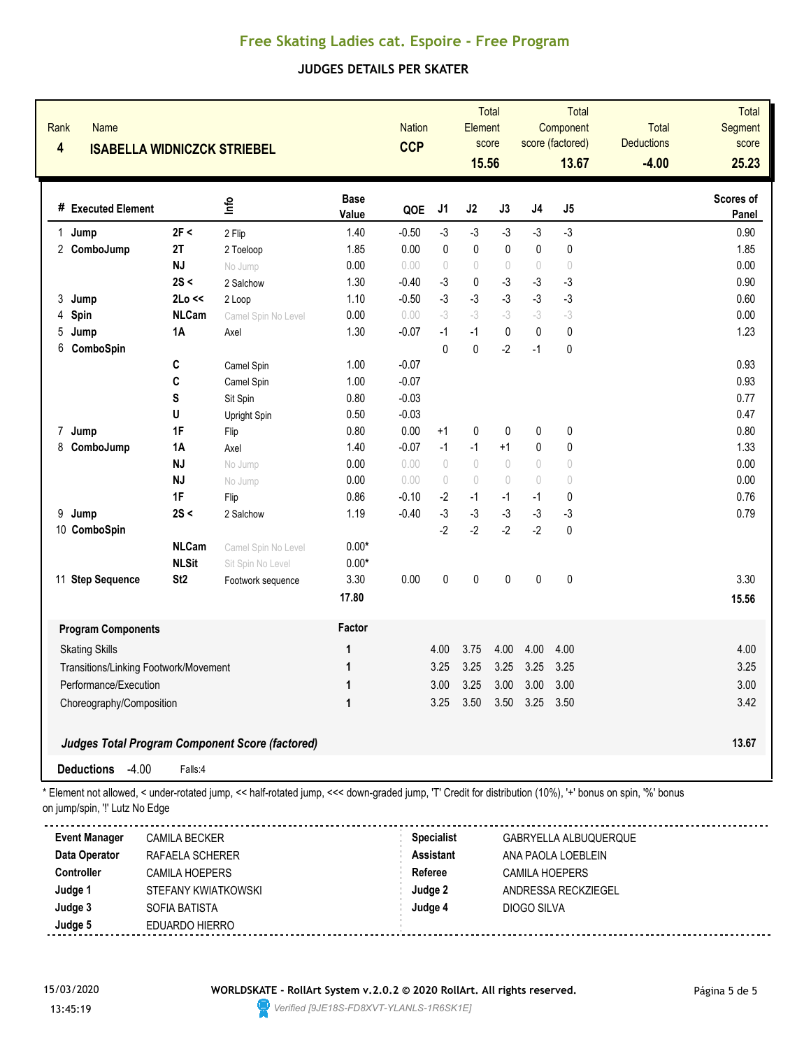# Free Skating Ladies cat. Espoire - Free Program

## JUDGES DETAILS PER SKATER

| Rank | Name | Nation | Total Element score | Total Component score (factored) | Total Deductions | Total Segment score |
|---|---|---|---|---|---|---|
| 4 | ISABELLA WIDNICZCK STRIEBEL | CCP | 15.56 | 13.67 | -4.00 | 25.23 |

| # | Executed Element | | Info | Base Value | QOE | J1 | J2 | J3 | J4 | J5 | Scores of Panel |
|---|---|---|---|---|---|---|---|---|---|---|---|
| 1 | Jump | 2F < | 2 Flip | 1.40 | -0.50 | -3 | -3 | -3 | -3 | -3 | 0.90 |
| 2 | ComboJump | 2T | 2 Toeloop | 1.85 | 0.00 | 0 | 0 | 0 | 0 | 0 | 1.85 |
| | | NJ | No Jump | 0.00 | 0.00 | 0 | 0 | 0 | 0 | 0 | 0.00 |
| | | 2S < | 2 Salchow | 1.30 | -0.40 | -3 | 0 | -3 | -3 | -3 | 0.90 |
| 3 | Jump | 2Lo << | 2 Loop | 1.10 | -0.50 | -3 | -3 | -3 | -3 | -3 | 0.60 |
| 4 | Spin | NLCam | Camel Spin No Level | 0.00 | 0.00 | -3 | -3 | -3 | -3 | -3 | 0.00 |
| 5 | Jump | 1A | Axel | 1.30 | -0.07 | -1 | -1 | 0 | 0 | 0 | 1.23 |
| 6 | ComboSpin | | | | | 0 | 0 | -2 | -1 | 0 | |
| | | C | Camel Spin | 1.00 | -0.07 | | | | | | 0.93 |
| | | C | Camel Spin | 1.00 | -0.07 | | | | | | 0.93 |
| | | S | Sit Spin | 0.80 | -0.03 | | | | | | 0.77 |
| | | U | Upright Spin | 0.50 | -0.03 | | | | | | 0.47 |
| 7 | Jump | 1F | Flip | 0.80 | 0.00 | +1 | 0 | 0 | 0 | 0 | 0.80 |
| 8 | ComboJump | 1A | Axel | 1.40 | -0.07 | -1 | -1 | +1 | 0 | 0 | 1.33 |
| | | NJ | No Jump | 0.00 | 0.00 | 0 | 0 | 0 | 0 | 0 | 0.00 |
| | | NJ | No Jump | 0.00 | 0.00 | 0 | 0 | 0 | 0 | 0 | 0.00 |
| | | 1F | Flip | 0.86 | -0.10 | -2 | -1 | -1 | -1 | 0 | 0.76 |
| 9 | Jump | 2S < | 2 Salchow | 1.19 | -0.40 | -3 | -3 | -3 | -3 | -3 | 0.79 |
| 10 | ComboSpin | | | | | -2 | -2 | -2 | -2 | 0 | |
| | | NLCam | Camel Spin No Level | 0.00* | | | | | | | |
| | | NLSit | Sit Spin No Level | 0.00* | | | | | | | |
| 11 | Step Sequence | St2 | Footwork sequence | 3.30 | 0.00 | 0 | 0 | 0 | 0 | 0 | 3.30 |
| | | | | 17.80 | | | | | | | 15.56 |

| Program Components | Factor | J1 | J2 | J3 | J4 | J5 | Scores of Panel |
|---|---|---|---|---|---|---|---|
| Skating Skills | 1 | 4.00 | 3.75 | 4.00 | 4.00 | 4.00 | 4.00 |
| Transitions/Linking Footwork/Movement | 1 | 3.25 | 3.25 | 3.25 | 3.25 | 3.25 | 3.25 |
| Performance/Execution | 1 | 3.00 | 3.25 | 3.00 | 3.00 | 3.00 | 3.00 |
| Choreography/Composition | 1 | 3.25 | 3.50 | 3.50 | 3.25 | 3.50 | 3.42 |

***Judges Total Program Component Score (factored)*** **13.67**

**Deductions** -4.00 Falls:4

\* Element not allowed, < under-rotated jump, << half-rotated jump, <<< down-graded jump, 'T' Credit for distribution (10%), '+' bonus on spin, '%' bonus on jump/spin, '!' Lutz No Edge

| | | | |
|---|---|---|---|
| **Event Manager** | CAMILA BECKER | **Specialist** | GABRYELLA ALBUQUERQUE |
| **Data Operator** | RAFAELA SCHERER | **Assistant** | ANA PAOLA LOEBLEIN |
| **Controller** | CAMILA HOEPERS | **Referee** | CAMILA HOEPERS |
| **Judge 1** | STEFANY KWIATKOWSKI | **Judge 2** | ANDRESSA RECKZIEGEL |
| **Judge 3** | SOFIA BATISTA | **Judge 4** | DIOGO SILVA |
| **Judge 5** | EDUARDO HIERRO | | |

15/03/2020
13:45:19

**WORLDSKATE - RollArt System v.2.0.2 © 2020 RollArt. All rights reserved.**

*Verified [9JE18S-FD8XVT-YLANLS-1R6SK1E]*